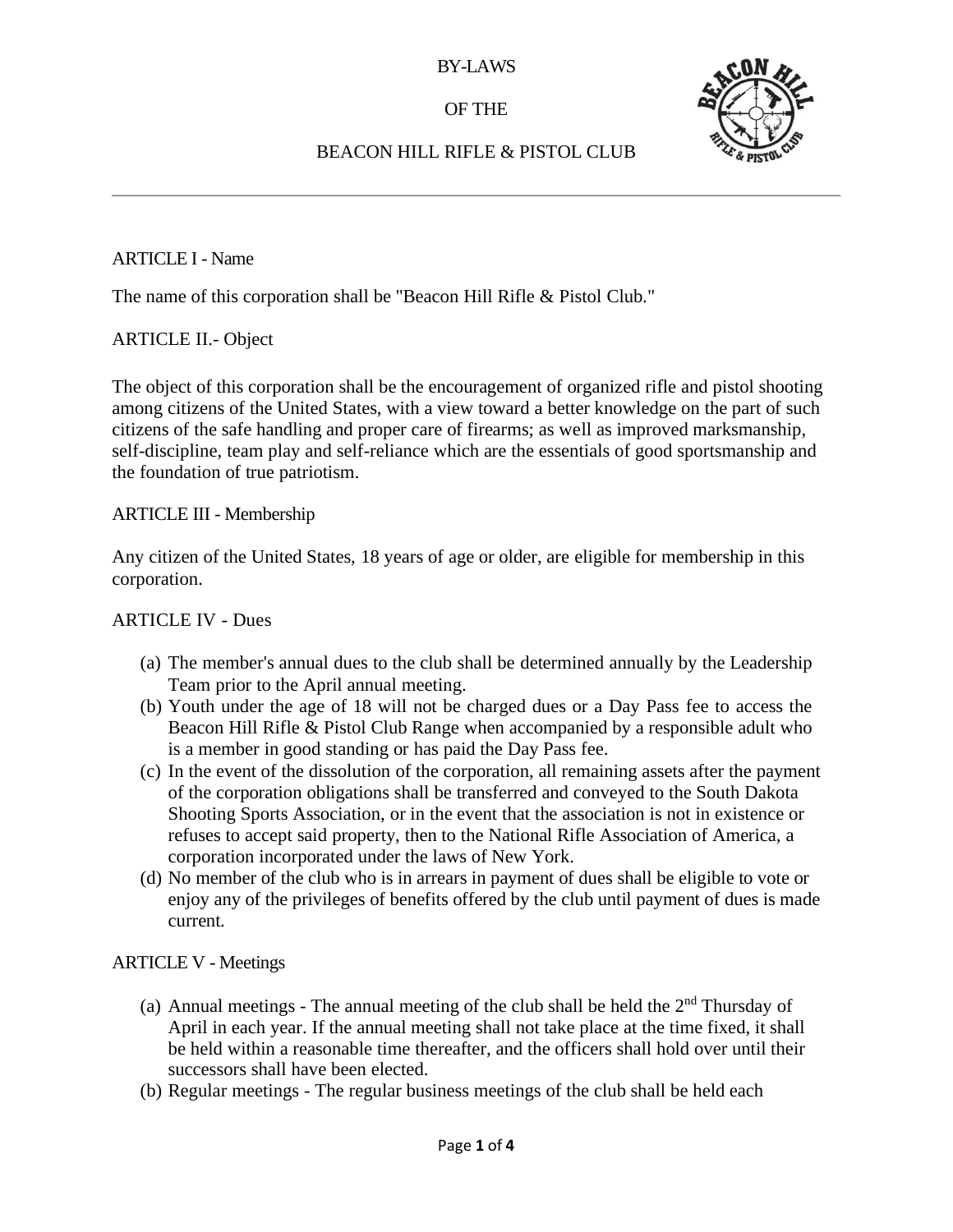# BY-LAWS

# OF THE

# BEACON HILL RIFLE & PISTOL CLUB

---

## ARTICLE I - Name

The name of this corporation shall be "Beacon Hill Rifle & Pistol Club."

## ARTICLE II.- Object

The object of this corporation shall be the encouragement of organized rifle and pistol shooting among citizens of the United States, with a view toward a better knowledge on the part of such citizens of the safe handling and proper care of firearms; as well as improved marksmanship, self-discipline, team play and self-reliance which are the essentials of good sportsmanship and the foundation of true patriotism.

## ARTICLE III - Membership

Any citizen of the United States, 18 years of age or older, are eligible for membership in this corporation.

## ARTICLE IV - Dues

(a) The member's annual dues to the club shall be determined annually by the Leadership Team prior to the April annual meeting.

(b) Youth under the age of 18 will not be charged dues or a Day Pass fee to access the Beacon Hill Rifle & Pistol Club Range when accompanied by a responsible adult who is a member in good standing or has paid the Day Pass fee.

(c) In the event of the dissolution of the corporation, all remaining assets after the payment of the corporation obligations shall be transferred and conveyed to the South Dakota Shooting Sports Association, or in the event that the association is not in existence or refuses to accept said property, then to the National Rifle Association of America, a corporation incorporated under the laws of New York.

(d) No member of the club who is in arrears in payment of dues shall be eligible to vote or enjoy any of the privileges of benefits offered by the club until payment of dues is made current.

## ARTICLE V - Meetings

(a) Annual meetings - The annual meeting of the club shall be held the 2nd Thursday of April in each year. If the annual meeting shall not take place at the time fixed, it shall be held within a reasonable time thereafter, and the officers shall hold over until their successors shall have been elected.

(b) Regular meetings - The regular business meetings of the club shall be held each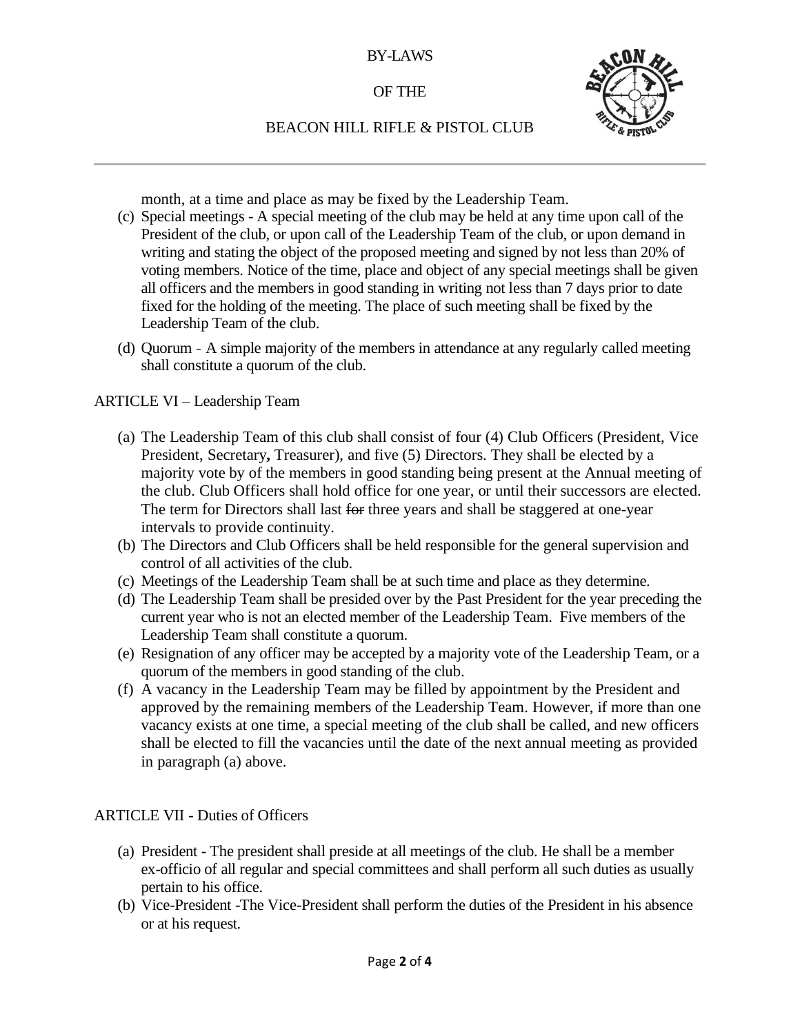month, at a time and place as may be fixed by the Leadership Team.

(c) Special meetings - A special meeting of the club may be held at any time upon call of the President of the club, or upon call of the Leadership Team of the club, or upon demand in writing and stating the object of the proposed meeting and signed by not less than 20% of voting members. Notice of the time, place and object of any special meetings shall be given all officers and the members in good standing in writing not less than 7 days prior to date fixed for the holding of the meeting. The place of such meeting shall be fixed by the Leadership Team of the club.

(d) Quorum - A simple majority of the members in attendance at any regularly called meeting shall constitute a quorum of the club.

ARTICLE VI – Leadership Team

(a) The Leadership Team of this club shall consist of four (4) Club Officers (President, Vice President, Secretary**,** Treasurer), and five (5) Directors. They shall be elected by a majority vote by of the members in good standing being present at the Annual meeting of the club. Club Officers shall hold office for one year, or until their successors are elected. The term for Directors shall last ~~for~~ three years and shall be staggered at one-year intervals to provide continuity.
(b) The Directors and Club Officers shall be held responsible for the general supervision and control of all activities of the club.
(c) Meetings of the Leadership Team shall be at such time and place as they determine.
(d) The Leadership Team shall be presided over by the Past President for the year preceding the current year who is not an elected member of the Leadership Team. Five members of the Leadership Team shall constitute a quorum.
(e) Resignation of any officer may be accepted by a majority vote of the Leadership Team, or a quorum of the members in good standing of the club.
(f) A vacancy in the Leadership Team may be filled by appointment by the President and approved by the remaining members of the Leadership Team. However, if more than one vacancy exists at one time, a special meeting of the club shall be called, and new officers shall be elected to fill the vacancies until the date of the next annual meeting as provided in paragraph (a) above.

ARTICLE VII - Duties of Officers

(a) President - The president shall preside at all meetings of the club. He shall be a member ex-officio of all regular and special committees and shall perform all such duties as usually pertain to his office.
(b) Vice-President -The Vice-President shall perform the duties of the President in his absence or at his request.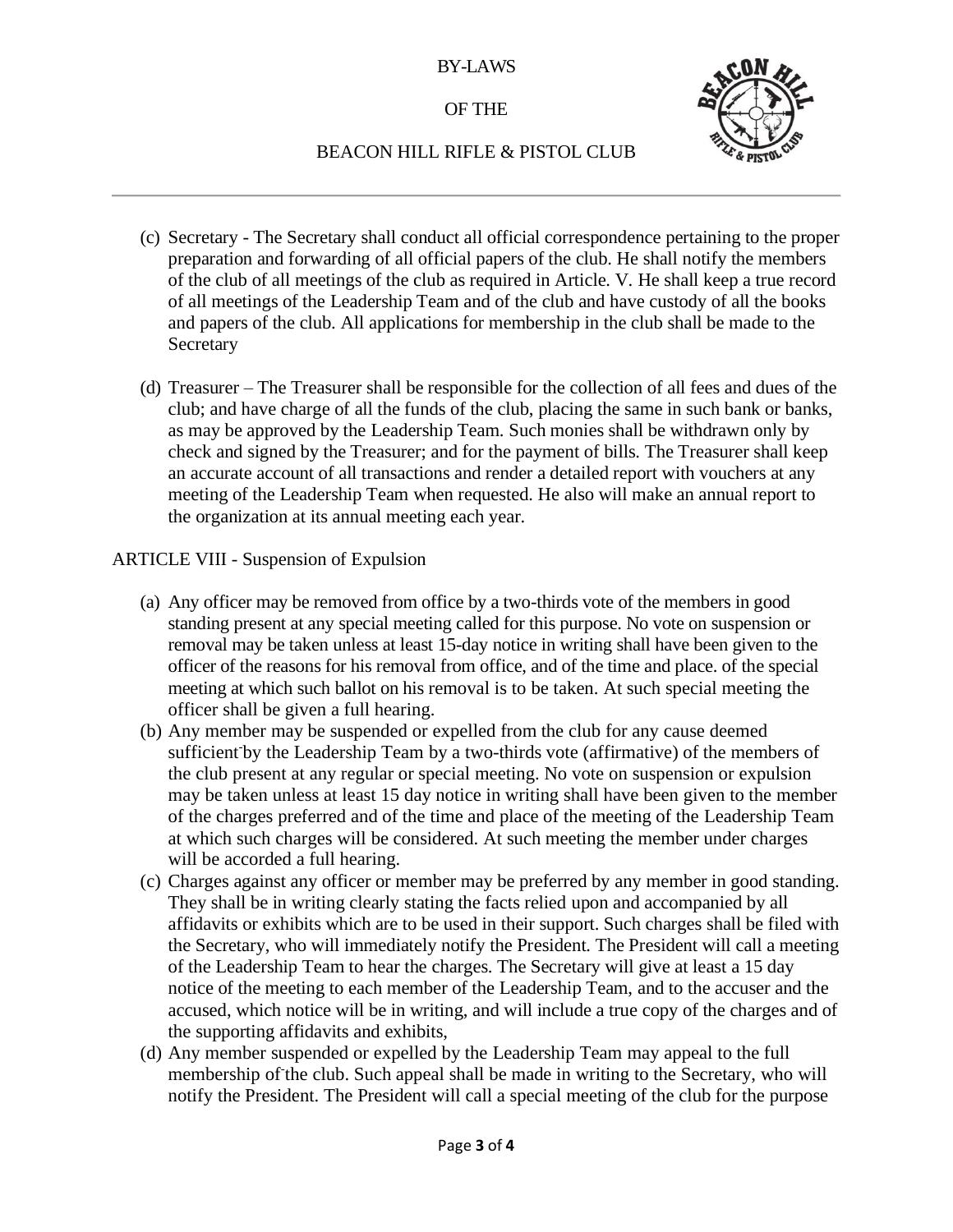(c) Secretary - The Secretary shall conduct all official correspondence pertaining to the proper preparation and forwarding of all official papers of the club. He shall notify the members of the club of all meetings of the club as required in Article. V. He shall keep a true record of all meetings of the Leadership Team and of the club and have custody of all the books and papers of the club. All applications for membership in the club shall be made to the Secretary

(d) Treasurer – The Treasurer shall be responsible for the collection of all fees and dues of the club; and have charge of all the funds of the club, placing the same in such bank or banks, as may be approved by the Leadership Team. Such monies shall be withdrawn only by check and signed by the Treasurer; and for the payment of bills. The Treasurer shall keep an accurate account of all transactions and render a detailed report with vouchers at any meeting of the Leadership Team when requested. He also will make an annual report to the organization at its annual meeting each year.

ARTICLE VIII - Suspension of Expulsion

(a) Any officer may be removed from office by a two-thirds vote of the members in good standing present at any special meeting called for this purpose. No vote on suspension or removal may be taken unless at least 15-day notice in writing shall have been given to the officer of the reasons for his removal from office, and of the time and place. of the special meeting at which such ballot on his removal is to be taken. At such special meeting the officer shall be given a full hearing.

(b) Any member may be suspended or expelled from the club for any cause deemed sufficient by the Leadership Team by a two-thirds vote (affirmative) of the members of the club present at any regular or special meeting. No vote on suspension or expulsion may be taken unless at least 15 day notice in writing shall have been given to the member of the charges preferred and of the time and place of the meeting of the Leadership Team at which such charges will be considered. At such meeting the member under charges will be accorded a full hearing.

(c) Charges against any officer or member may be preferred by any member in good standing. They shall be in writing clearly stating the facts relied upon and accompanied by all affidavits or exhibits which are to be used in their support. Such charges shall be filed with the Secretary, who will immediately notify the President. The President will call a meeting of the Leadership Team to hear the charges. The Secretary will give at least a 15 day notice of the meeting to each member of the Leadership Team, and to the accuser and the accused, which notice will be in writing, and will include a true copy of the charges and of the supporting affidavits and exhibits,

(d) Any member suspended or expelled by the Leadership Team may appeal to the full membership of the club. Such appeal shall be made in writing to the Secretary, who will notify the President. The President will call a special meeting of the club for the purpose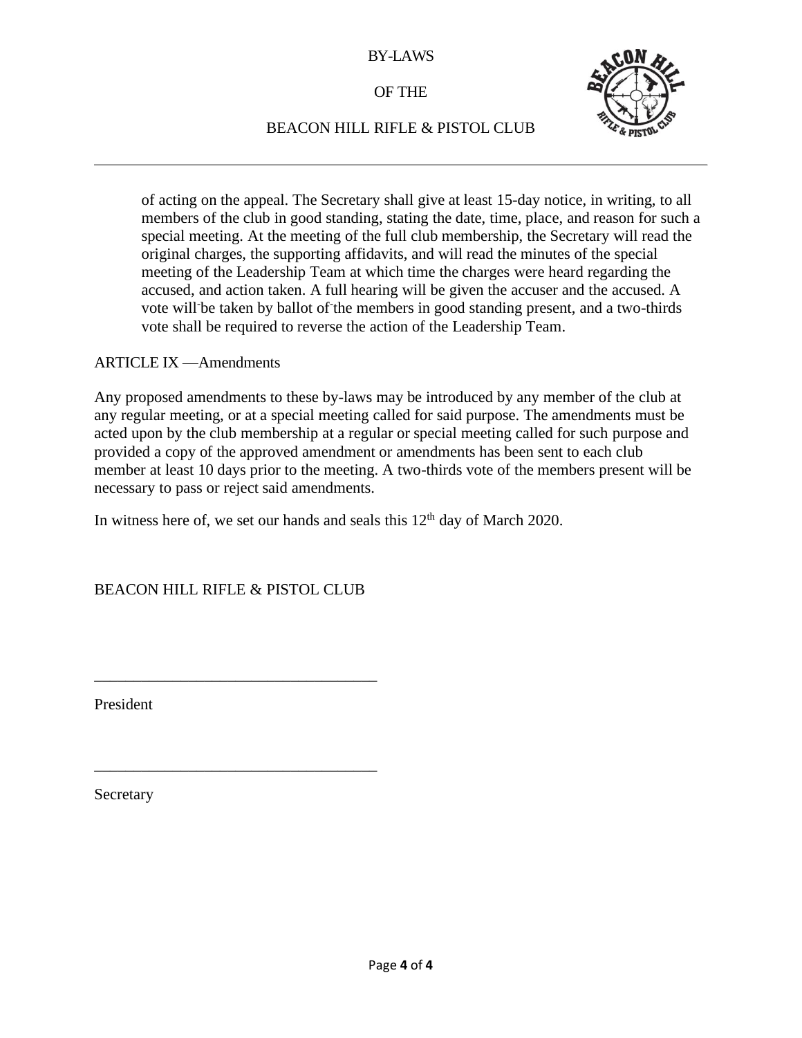of acting on the appeal. The Secretary shall give at least 15-day notice, in writing, to all members of the club in good standing, stating the date, time, place, and reason for such a special meeting. At the meeting of the full club membership, the Secretary will read the original charges, the supporting affidavits, and will read the minutes of the special meeting of the Leadership Team at which time the charges were heard regarding the accused, and action taken. A full hearing will be given the accuser and the accused. A vote will be taken by ballot of the members in good standing present, and a two-thirds vote shall be required to reverse the action of the Leadership Team.

ARTICLE IX —Amendments

Any proposed amendments to these by-laws may be introduced by any member of the club at any regular meeting, or at a special meeting called for said purpose. The amendments must be acted upon by the club membership at a regular or special meeting called for such purpose and provided a copy of the approved amendment or amendments has been sent to each club member at least 10 days prior to the meeting. A two-thirds vote of the members present will be necessary to pass or reject said amendments.

In witness here of, we set our hands and seals this 12th day of March 2020.

BEACON HILL RIFLE & PISTOL CLUB

___________________________________

President

___________________________________

Secretary